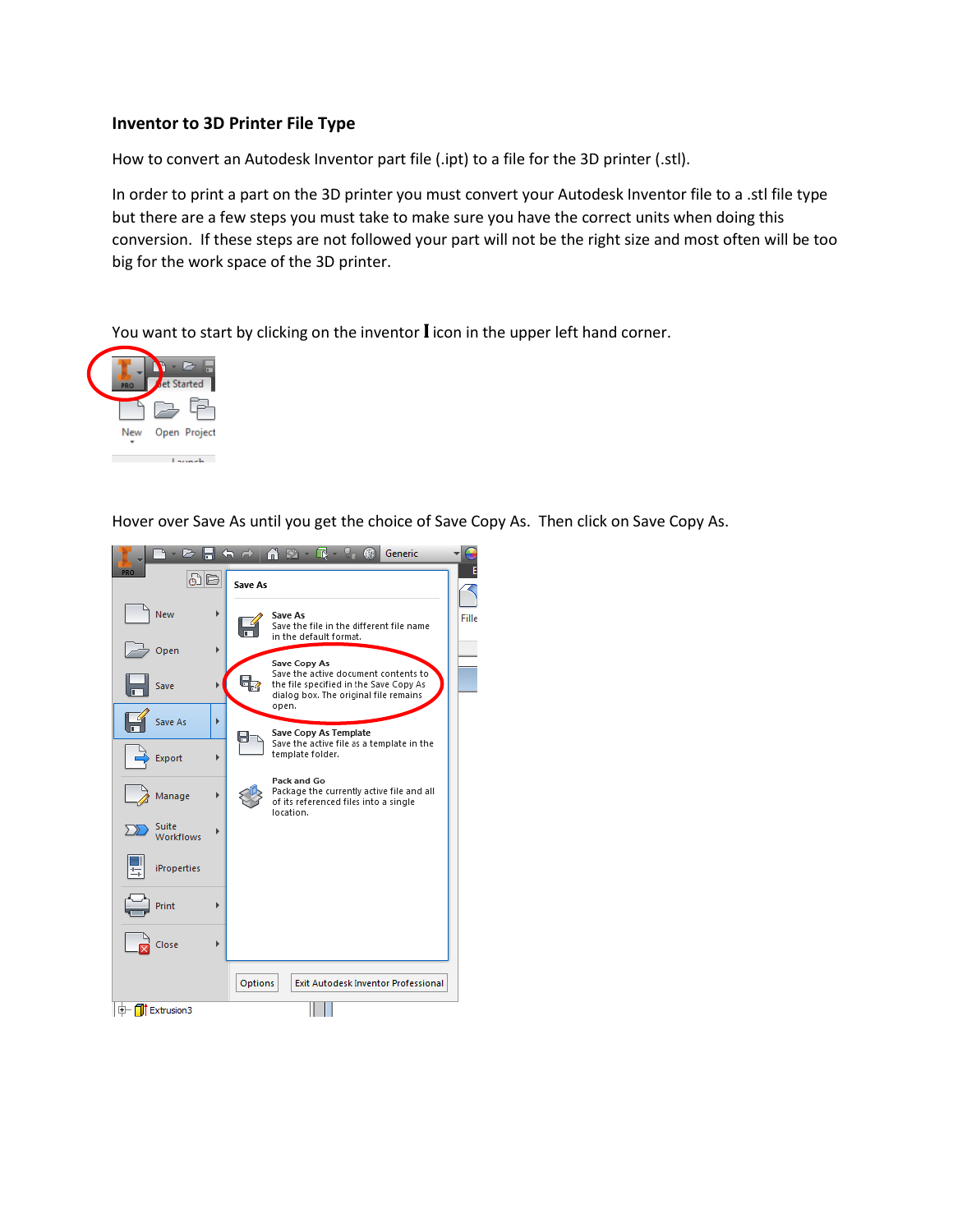## Inventor to 3D Printer File Type

How to convert an Autodesk Inventor part file (.ipt) to a file for the 3D printer (.stl).

In order to print a part on the 3D printer you must convert your Autodesk Inventor file to a .stl file type but there are a few steps you must take to make sure you have the correct units when doing this conversion. If these steps are not followed your part will not be the right size and most often will be too big for the work space of the 3D printer.

You want to start by clicking on the inventor I icon in the upper left hand corner.

Hover over Save As until you get the choice of Save Copy As. Then click on Save Copy As.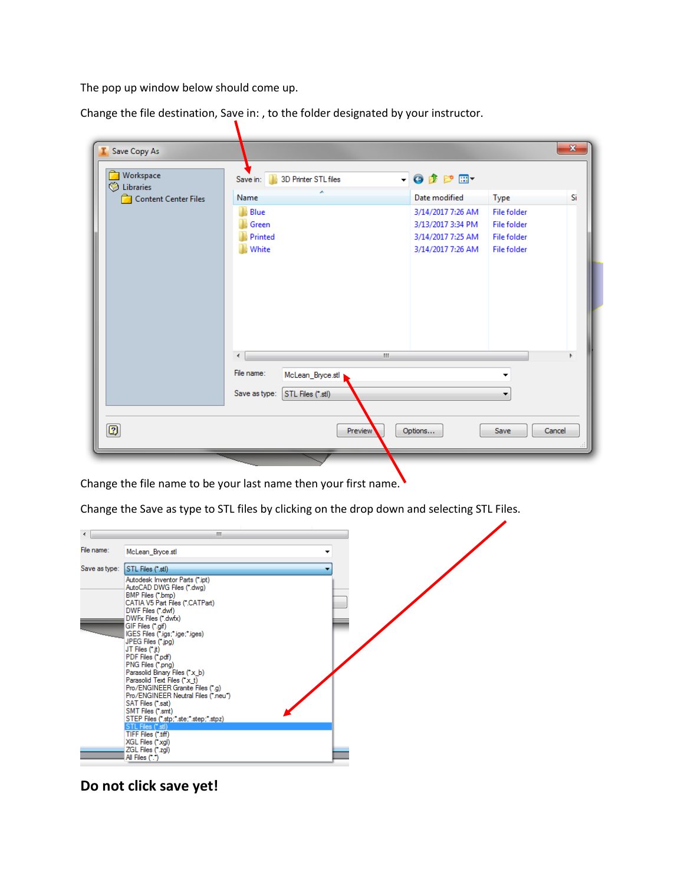The pop up window below should come up.

Change the file destination, Save in: , to the folder designated by your instructor.

Change the file name to be your last name then your first name.

Change the Save as type to STL files by clicking on the drop down and selecting STL Files.

## Do not click save yet!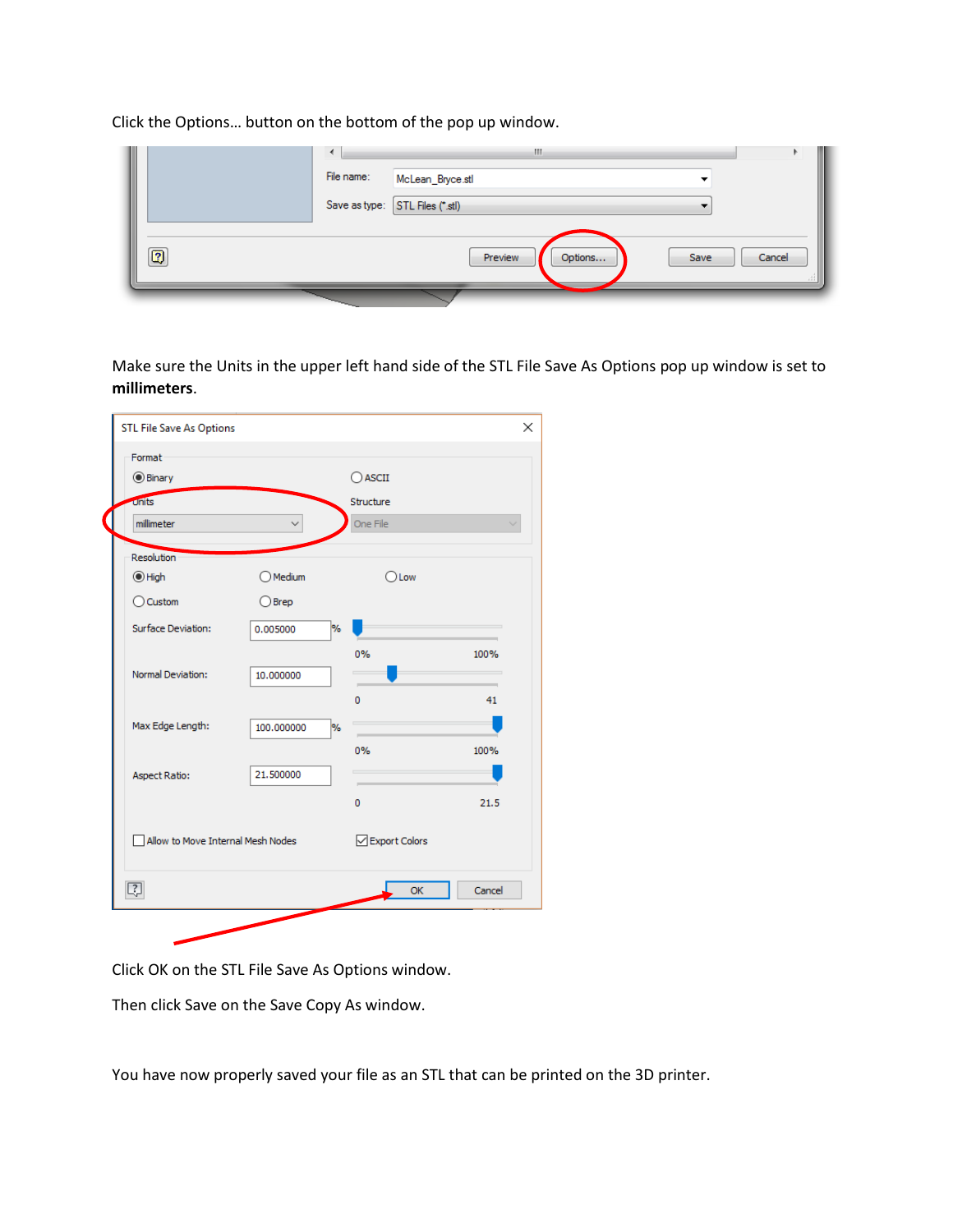Click the Options… button on the bottom of the pop up window.

Make sure the Units in the upper left hand side of the STL File Save As Options pop up window is set to **millimeters**.

Click OK on the STL File Save As Options window.

Then click Save on the Save Copy As window.

You have now properly saved your file as an STL that can be printed on the 3D printer.